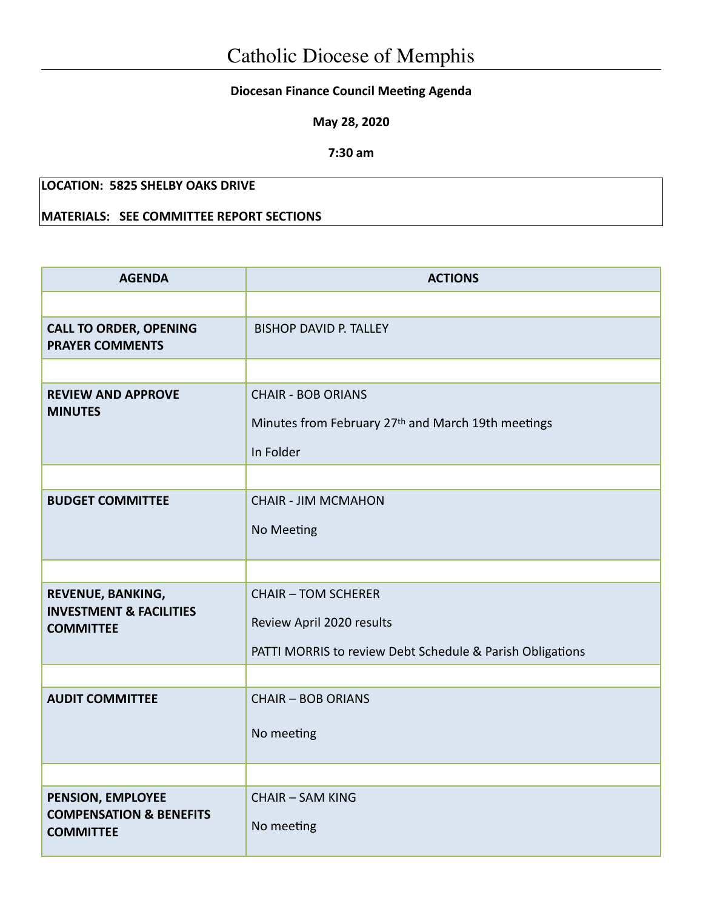# Catholic Diocese of Memphis

**Diocesan Finance Council Meeting Agenda**

**May 28, 2020**

**7:30 am**

**LOCATION: 5825 SHELBY OAKS DRIVE**

**MATERIALS: SEE COMMITTEE REPORT SECTIONS**

| AGENDA | ACTIONS |
|---|---|
| | |
| **CALL TO ORDER, OPENING PRAYER COMMENTS** | BISHOP DAVID P. TALLEY |
| | |
| **REVIEW AND APPROVE MINUTES** | CHAIR - BOB ORIANS<br>Minutes from February 27th and March 19th meetings<br>In Folder |
| | |
| **BUDGET COMMITTEE** | CHAIR - JIM MCMAHON<br>No Meeting |
| | |
| **REVENUE, BANKING, INVESTMENT & FACILITIES COMMITTEE** | CHAIR – TOM SCHERER<br>Review April 2020 results<br>PATTI MORRIS to review Debt Schedule & Parish Obligations |
| | |
| **AUDIT COMMITTEE** | CHAIR – BOB ORIANS<br>No meeting |
| | |
| **PENSION, EMPLOYEE COMPENSATION & BENEFITS COMMITTEE** | CHAIR – SAM KING<br>No meeting |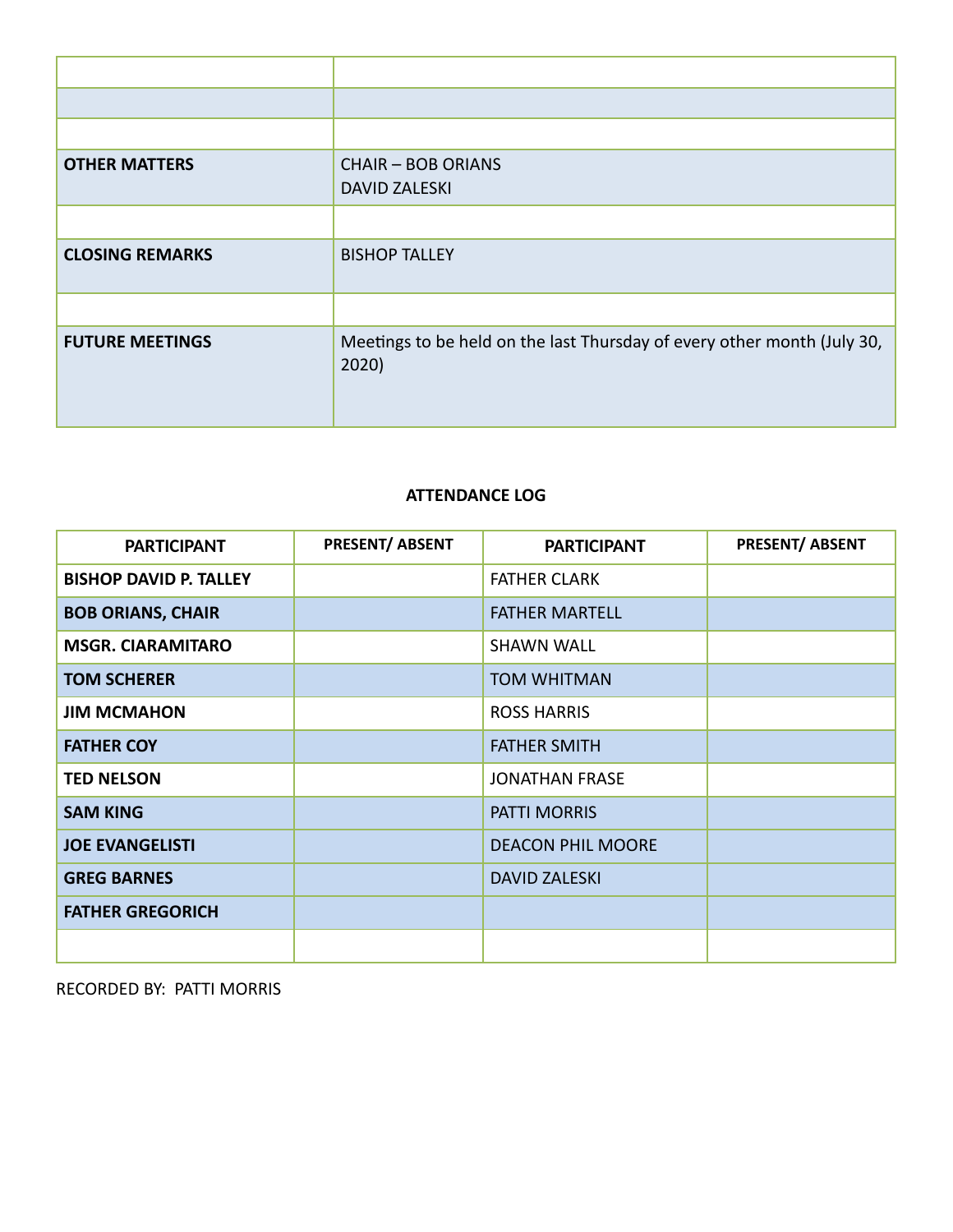| | |
|---|---|
| | |
| | |
| | |
| **OTHER MATTERS** | CHAIR – BOB ORIANS<br>DAVID ZALESKI |
| | |
| **CLOSING REMARKS** | BISHOP TALLEY |
| | |
| **FUTURE MEETINGS** | Meetings to be held on the last Thursday of every other month (July 30, 2020) |

**ATTENDANCE LOG**

| PARTICIPANT | PRESENT/ ABSENT | PARTICIPANT | PRESENT/ ABSENT |
|---|---|---|---|
| **BISHOP DAVID P. TALLEY** | | FATHER CLARK | |
| **BOB ORIANS, CHAIR** | | FATHER MARTELL | |
| **MSGR. CIARAMITARO** | | SHAWN WALL | |
| **TOM SCHERER** | | TOM WHITMAN | |
| **JIM MCMAHON** | | ROSS HARRIS | |
| **FATHER COY** | | FATHER SMITH | |
| **TED NELSON** | | JONATHAN FRASE | |
| **SAM KING** | | PATTI MORRIS | |
| **JOE EVANGELISTI** | | DEACON PHIL MOORE | |
| **GREG BARNES** | | DAVID ZALESKI | |
| **FATHER GREGORICH** | | | |
| | | | |

RECORDED BY: PATTI MORRIS